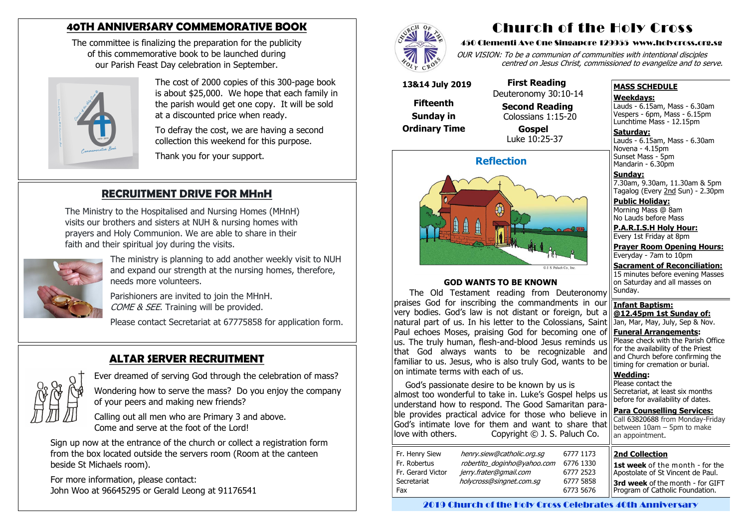# Church of the Holy Cross

450 Clementi Ave One Singapore 129955 www.holycross.org.sg

*OUR VISION: To be a communion of communities with intentional disciples centred on Jesus Christ, commissioned to evangelize and to serve.*

**13&14 July 2019**

**Fifteenth Sunday in Ordinary Time**

**First Reading**
Deuteronomy 30:10-14

**Second Reading**
Colossians 1:15-20

**Gospel**
Luke 10:25-37

## Reflection

©J. S. Paluch Co., Inc.

### GOD WANTS TO BE KNOWN

The Old Testament reading from Deuteronomy praises God for inscribing the commandments in our very bodies. God's law is not distant or foreign, but a natural part of us. In his letter to the Colossians, Saint Paul echoes Moses, praising God for becoming one of us. The truly human, flesh-and-blood Jesus reminds us that God always wants to be recognizable and familiar to us. Jesus, who is also truly God, wants to be on intimate terms with each of us.

God's passionate desire to be known by us is almost too wonderful to take in. Luke's Gospel helps us understand how to respond. The Good Samaritan parable provides practical advice for those who believe in God's intimate love for them and want to share that love with others. Copyright © J. S. Paluch Co.

| | | |
|---|---|---|
| Fr. Henry Siew | *henry.siew@catholic.org.sg* | 6777 1173 |
| Fr. Robertus | *robertito_doginho@yahoo.com* | 6776 1330 |
| Fr. Gerard Victor | *jerry.frater@gmail.com* | 6777 2523 |
| Secretariat | *holycross@singnet.com.sg* | 6777 5858 |
| Fax | | 6773 5676 |

## MASS SCHEDULE

**Weekdays:**
Lauds - 6.15am, Mass - 6.30am
Vespers - 6pm, Mass - 6.15pm
Lunchtime Mass - 12.15pm

**Saturday:**
Lauds - 6.15am, Mass - 6.30am
Novena - 4.15pm
Sunset Mass - 5pm
Mandarin - 6.30pm

**Sunday:**
7.30am, 9.30am, 11.30am & 5pm
Tagalog (Every 2nd Sun) - 2.30pm

**Public Holiday:**
Morning Mass @ 8am
No Lauds before Mass

**P.A.R.I.S.H Holy Hour:**
Every 1st Friday at 8pm

**Prayer Room Opening Hours:**
Everyday - 7am to 10pm

**Sacrament of Reconciliation:**
15 minutes before evening Masses on Saturday and all masses on Sunday.

**Infant Baptism:**
**@12.45pm 1st Sunday of:**
Jan, Mar, May, July, Sep & Nov.

**Funeral Arrangements:**
Please check with the Parish Office for the availability of the Priest and Church before confirming the timing for cremation or burial.

**Wedding:**
Please contact the Secretariat, at least six months before for availability of dates.

**Para Counselling Services:**
Call 63820688 from Monday-Friday between 10am – 5pm to make an appointment.

**2nd Collection**

**1st week** of the month - for the Apostolate of St Vincent de Paul.

**3rd week** of the month - for GIFT Program of Catholic Foundation.

2019 Church of the Holy Cross Celebrates 40th Anniversary

## 40TH ANNIVERSARY COMMEMORATIVE BOOK

The committee is finalizing the preparation for the publicity of this commemorative book to be launched during our Parish Feast Day celebration in September.

The cost of 2000 copies of this 300-page book is about $25,000. We hope that each family in the parish would get one copy. It will be sold at a discounted price when ready.

To defray the cost, we are having a second collection this weekend for this purpose.

Thank you for your support.

## RECRUITMENT DRIVE FOR MHnH

The Ministry to the Hospitalised and Nursing Homes (MHnH) visits our brothers and sisters at NUH & nursing homes with prayers and Holy Communion. We are able to share in their faith and their spiritual joy during the visits.

The ministry is planning to add another weekly visit to NUH and expand our strength at the nursing homes, therefore, needs more volunteers.

Parishioners are invited to join the MHnH. *COME & SEE*. Training will be provided.

Please contact Secretariat at 67775858 for application form.

## ALTAR SERVER RECRUITMENT

Ever dreamed of serving God through the celebration of mass?

Wondering how to serve the mass? Do you enjoy the company of your peers and making new friends?

Calling out all men who are Primary 3 and above. Come and serve at the foot of the Lord!

Sign up now at the entrance of the church or collect a registration form from the box located outside the servers room (Room at the canteen beside St Michaels room).

For more information, please contact:
John Woo at 96645295 or Gerald Leong at 91176541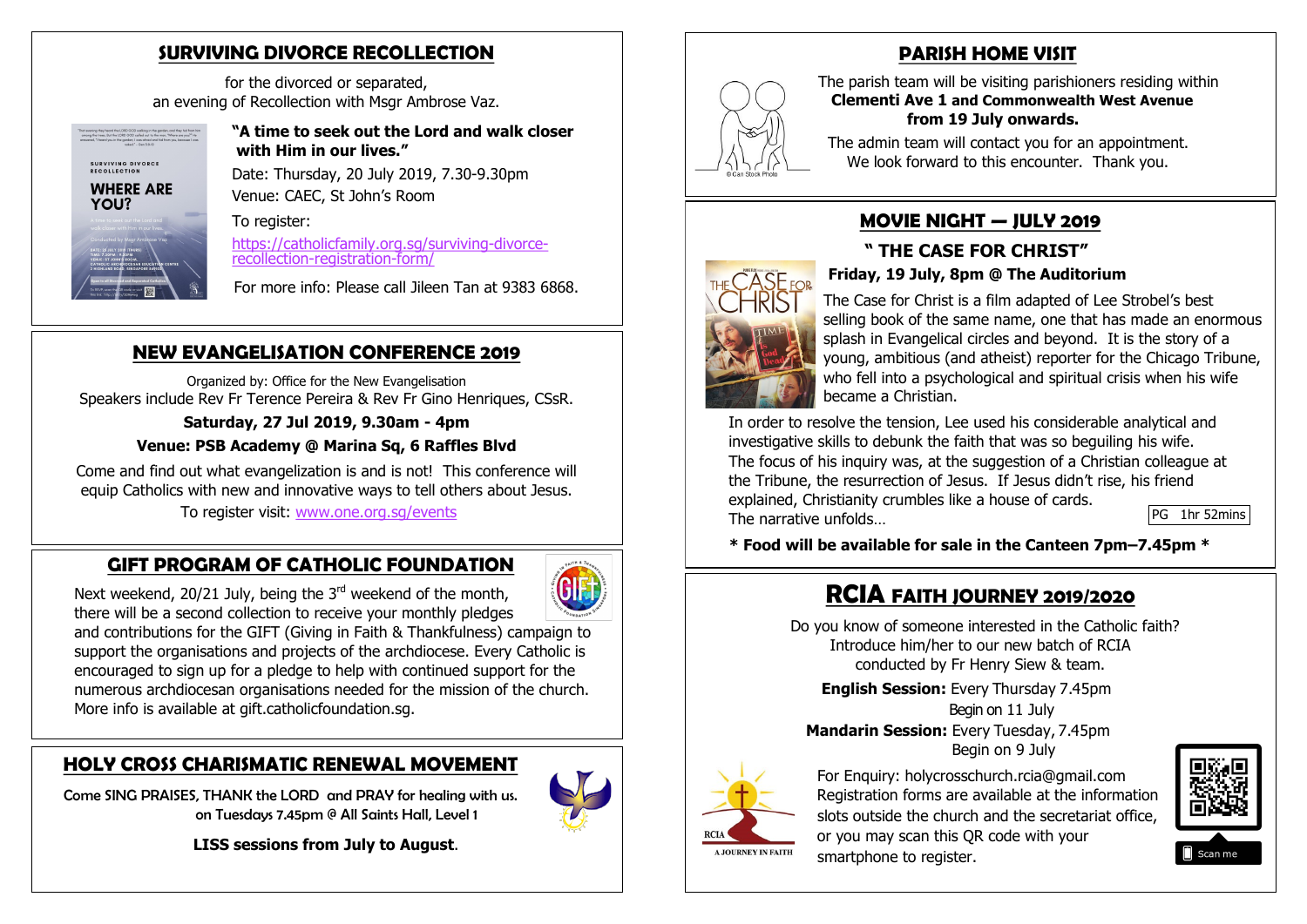## SURVIVING DIVORCE RECOLLECTION

for the divorced or separated,
an evening of Recollection with Msgr Ambrose Vaz.

**"A time to seek out the Lord and walk closer with Him in our lives."**

Date: Thursday, 20 July 2019, 7.30-9.30pm

Venue: CAEC, St John's Room

To register:

https://catholicfamily.org.sg/surviving-divorce-recollection-registration-form/

For more info: Please call Jileen Tan at 9383 6868.

## NEW EVANGELISATION CONFERENCE 2019

Organized by: Office for the New Evangelisation
Speakers include Rev Fr Terence Pereira & Rev Fr Gino Henriques, CSsR.

**Saturday, 27 Jul 2019, 9.30am - 4pm**

**Venue: PSB Academy @ Marina Sq, 6 Raffles Blvd**

Come and find out what evangelization is and is not! This conference will equip Catholics with new and innovative ways to tell others about Jesus.

To register visit: www.one.org.sg/events

## GIFT PROGRAM OF CATHOLIC FOUNDATION

Next weekend, 20/21 July, being the 3rd weekend of the month, there will be a second collection to receive your monthly pledges and contributions for the GIFT (Giving in Faith & Thankfulness) campaign to support the organisations and projects of the archdiocese. Every Catholic is encouraged to sign up for a pledge to help with continued support for the numerous archdiocesan organisations needed for the mission of the church. More info is available at gift.catholicfoundation.sg.

## HOLY CROSS CHARISMATIC RENEWAL MOVEMENT

Come SING PRAISES, THANK the LORD and PRAY for healing with us.
on Tuesdays 7.45pm @ All Saints Hall, Level 1

**LISS sessions from July to August**.

## PARISH HOME VISIT

The parish team will be visiting parishioners residing within
**Clementi Ave 1 and Commonwealth West Avenue from 19 July onwards.**

The admin team will contact you for an appointment.
We look forward to this encounter. Thank you.

## MOVIE NIGHT — JULY 2019

### " THE CASE FOR CHRIST"

**Friday, 19 July, 8pm @ The Auditorium**

The Case for Christ is a film adapted of Lee Strobel's best selling book of the same name, one that has made an enormous splash in Evangelical circles and beyond. It is the story of a young, ambitious (and atheist) reporter for the Chicago Tribune, who fell into a psychological and spiritual crisis when his wife became a Christian.

In order to resolve the tension, Lee used his considerable analytical and investigative skills to debunk the faith that was so beguiling his wife. The focus of his inquiry was, at the suggestion of a Christian colleague at the Tribune, the resurrection of Jesus. If Jesus didn't rise, his friend explained, Christianity crumbles like a house of cards. The narrative unfolds…

PG 1hr 52mins

**\* Food will be available for sale in the Canteen 7pm–7.45pm \***

## RCIA FAITH JOURNEY 2019/2020

Do you know of someone interested in the Catholic faith? Introduce him/her to our new batch of RCIA conducted by Fr Henry Siew & team.

**English Session:** Every Thursday 7.45pm
Begin on 11 July

**Mandarin Session:** Every Tuesday, 7.45pm
Begin on 9 July

For Enquiry: holycrosschurch.rcia@gmail.com
Registration forms are available at the information slots outside the church and the secretariat office, or you may scan this QR code with your smartphone to register.

Scan me